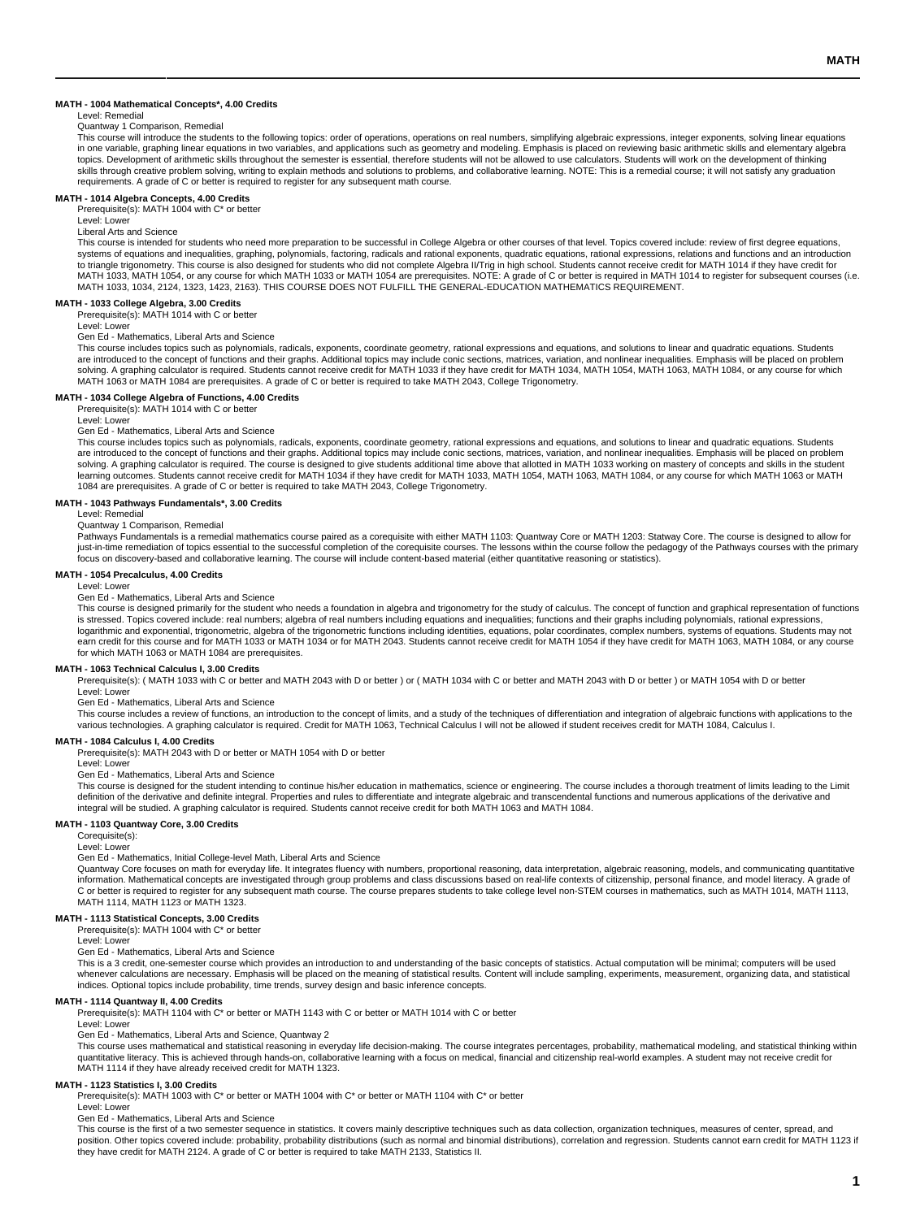### MATH - 1004 Mathematical Concepts*, 4.00 Credits

Level: Remedial

Quantway 1 Comparison, Remedial

This course will introduce the students to the following topics: order of operations, operations on real numbers, simplifying algebraic expressions, integer exponents, solving linear equations in one variable, graphing linear equations in two variables, and applications such as geometry and modeling. Emphasis is placed on reviewing basic arithmetic skills and elementary algebra topics. Development of arithmetic skills throughout the semester is essential, therefore students will not be allowed to use calculators. Students will work on the development of thinking skills through creative problem solving, writing to explain methods and solutions to problems, and collaborative learning. NOTE: This is a remedial course; it will not satisfy any graduation requirements. A grade of C or better is required to register for any subsequent math course.

### MATH - 1014 Algebra Concepts, 4.00 Credits

Prerequisite(s): MATH 1004 with C* or better

Level: Lower

Liberal Arts and Science

This course is intended for students who need more preparation to be successful in College Algebra or other courses of that level. Topics covered include: review of first degree equations, systems of equations and inequalities, graphing, polynomials, factoring, radicals and rational exponents, quadratic equations, rational expressions, relations and functions and an introduction to triangle trigonometry. This course is also designed for students who did not complete Algebra II/Trig in high school. Students cannot receive credit for MATH 1014 if they have credit for MATH 1033, MATH 1054, or any course for which MATH 1033 or MATH 1054 are prerequisites. NOTE: A grade of C or better is required in MATH 1014 to register for subsequent courses (i.e. MATH 1033, 1034, 2124, 1323, 1423, 2163). THIS COURSE DOES NOT FULFILL THE GENERAL-EDUCATION MATHEMATICS REQUIREMENT.

### MATH - 1033 College Algebra, 3.00 Credits

Prerequisite(s): MATH 1014 with C or better

Level: Lower

Gen Ed - Mathematics, Liberal Arts and Science

This course includes topics such as polynomials, radicals, exponents, coordinate geometry, rational expressions and equations, and solutions to linear and quadratic equations. Students are introduced to the concept of functions and their graphs. Additional topics may include conic sections, matrices, variation, and nonlinear inequalities. Emphasis will be placed on problem solving. A graphing calculator is required. Students cannot receive credit for MATH 1033 if they have credit for MATH 1034, MATH 1054, MATH 1063, MATH 1084, or any course for which MATH 1063 or MATH 1084 are prerequisites. A grade of C or better is required to take MATH 2043, College Trigonometry.

### MATH - 1034 College Algebra of Functions, 4.00 Credits

Prerequisite(s): MATH 1014 with C or better

Level: Lower

Gen Ed - Mathematics, Liberal Arts and Science

This course includes topics such as polynomials, radicals, exponents, coordinate geometry, rational expressions and equations, and solutions to linear and quadratic equations. Students are introduced to the concept of functions and their graphs. Additional topics may include conic sections, matrices, variation, and nonlinear inequalities. Emphasis will be placed on problem solving. A graphing calculator is required. The course is designed to give students additional time above that allotted in MATH 1033 working on mastery of concepts and skills in the student learning outcomes. Students cannot receive credit for MATH 1034 if they have credit for MATH 1033, MATH 1054, MATH 1063, MATH 1084, or any course for which MATH 1063 or MATH 1084 are prerequisites. A grade of C or better is required to take MATH 2043, College Trigonometry.

### MATH - 1043 Pathways Fundamentals*, 3.00 Credits

Level: Remedial

Quantway 1 Comparison, Remedial

Pathways Fundamentals is a remedial mathematics course paired as a corequisite with either MATH 1103: Quantway Core or MATH 1203: Statway Core. The course is designed to allow for just-in-time remediation of topics essential to the successful completion of the corequisite courses. The lessons within the course follow the pedagogy of the Pathways courses with the primary focus on discovery-based and collaborative learning. The course will include content-based material (either quantitative reasoning or statistics).

### MATH - 1054 Precalculus, 4.00 Credits

Level: Lower

Gen Ed - Mathematics, Liberal Arts and Science

This course is designed primarily for the student who needs a foundation in algebra and trigonometry for the study of calculus. The concept of function and graphical representation of functions is stressed. Topics covered include: real numbers; algebra of real numbers including equations and inequalities; functions and their graphs including polynomials, rational expressions, logarithmic and exponential, trigonometric, algebra of the trigonometric functions including identities, equations, polar coordinates, complex numbers, systems of equations. Students may not earn credit for this course and for MATH 1033 or MATH 1034 or for MATH 2043. Students cannot receive credit for MATH 1054 if they have credit for MATH 1063, MATH 1084, or any course for which MATH 1063 or MATH 1084 are prerequisites.

### MATH - 1063 Technical Calculus I, 3.00 Credits

Prerequisite(s): ( MATH 1033 with C or better and MATH 2043 with D or better ) or ( MATH 1034 with C or better and MATH 2043 with D or better ) or MATH 1054 with D or better

Level: Lower

Gen Ed - Mathematics, Liberal Arts and Science

This course includes a review of functions, an introduction to the concept of limits, and a study of the techniques of differentiation and integration of algebraic functions with applications to the various technologies. A graphing calculator is required. Credit for MATH 1063, Technical Calculus I will not be allowed if student receives credit for MATH 1084, Calculus I.

### MATH - 1084 Calculus I, 4.00 Credits

Prerequisite(s): MATH 2043 with D or better or MATH 1054 with D or better

Level: Lower

Gen Ed - Mathematics, Liberal Arts and Science

This course is designed for the student intending to continue his/her education in mathematics, science or engineering. The course includes a thorough treatment of limits leading to the Limit definition of the derivative and definite integral. Properties and rules to differentiate and integrate algebraic and transcendental functions and numerous applications of the derivative and integral will be studied. A graphing calculator is required. Students cannot receive credit for both MATH 1063 and MATH 1084.

### MATH - 1103 Quantway Core, 3.00 Credits

Corequisite(s):

Level: Lower

Gen Ed - Mathematics, Initial College-level Math, Liberal Arts and Science

Quantway Core focuses on math for everyday life. It integrates fluency with numbers, proportional reasoning, data interpretation, algebraic reasoning, models, and communicating quantitative information. Mathematical concepts are investigated through group problems and class discussions based on real-life contexts of citizenship, personal finance, and model literacy. A grade of C or better is required to register for any subsequent math course. The course prepares students to take college level non-STEM courses in mathematics, such as MATH 1014, MATH 1113, MATH 1114, MATH 1123 or MATH 1323.

### MATH - 1113 Statistical Concepts, 3.00 Credits

Prerequisite(s): MATH 1004 with C* or better

Level: Lower

Gen Ed - Mathematics, Liberal Arts and Science

This is a 3 credit, one-semester course which provides an introduction to and understanding of the basic concepts of statistics. Actual computation will be minimal; computers will be used whenever calculations are necessary. Emphasis will be placed on the meaning of statistical results. Content will include sampling, experiments, measurement, organizing data, and statistical indices. Optional topics include probability, time trends, survey design and basic inference concepts.

### MATH - 1114 Quantway II, 4.00 Credits

Prerequisite(s): MATH 1104 with C* or better or MATH 1143 with C or better or MATH 1014 with C or better

Level: Lower

Gen Ed - Mathematics, Liberal Arts and Science, Quantway 2

This course uses mathematical and statistical reasoning in everyday life decision-making. The course integrates percentages, probability, mathematical modeling, and statistical thinking within quantitative literacy. This is achieved through hands-on, collaborative learning with a focus on medical, financial and citizenship real-world examples. A student may not receive credit for MATH 1114 if they have already received credit for MATH 1323.

### MATH - 1123 Statistics I, 3.00 Credits

Prerequisite(s): MATH 1003 with C* or better or MATH 1004 with C* or better or MATH 1104 with C* or better

Level: Lower

Gen Ed - Mathematics, Liberal Arts and Science

This course is the first of a two semester sequence in statistics. It covers mainly descriptive techniques such as data collection, organization techniques, measures of center, spread, and position. Other topics covered include: probability, probability distributions (such as normal and binomial distributions), correlation and regression. Students cannot earn credit for MATH 1123 if they have credit for MATH 2124. A grade of C or better is required to take MATH 2133, Statistics II.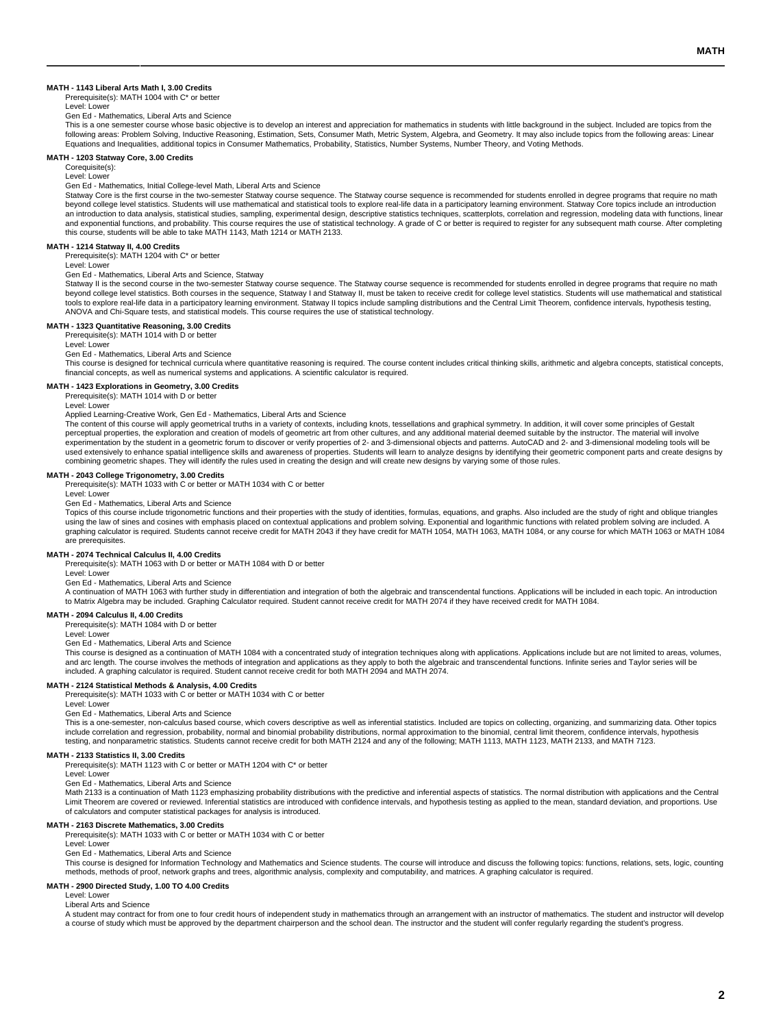#### MATH - 1143 Liberal Arts Math I, 3.00 Credits

Prerequisite(s): MATH 1004 with C* or better

Level: Lower

Gen Ed - Mathematics, Liberal Arts and Science

This is a one semester course whose basic objective is to develop an interest and appreciation for mathematics in students with little background in the subject. Included are topics from the following areas: Problem Solving, Inductive Reasoning, Estimation, Sets, Consumer Math, Metric System, Algebra, and Geometry. It may also include topics from the following areas: Linear Equations and Inequalities, additional topics in Consumer Mathematics, Probability, Statistics, Number Systems, Number Theory, and Voting Methods.

#### MATH - 1203 Statway Core, 3.00 Credits

Corequisite(s):

Level: Lower

Gen Ed - Mathematics, Initial College-level Math, Liberal Arts and Science

Statway Core is the first course in the two-semester Statway course sequence. The Statway course sequence is recommended for students enrolled in degree programs that require no math beyond college level statistics. Students will use mathematical and statistical tools to explore real-life data in a participatory learning environment. Statway Core topics include an introduction an introduction to data analysis, statistical studies, sampling, experimental design, descriptive statistics techniques, scatterplots, correlation and regression, modeling data with functions, linear and exponential functions, and probability. This course requires the use of statistical technology. A grade of C or better is required to register for any subsequent math course. After completing this course, students will be able to take MATH 1143, Math 1214 or MATH 2133.

#### MATH - 1214 Statway II, 4.00 Credits

Prerequisite(s): MATH 1204 with C* or better

Level: Lower

Gen Ed - Mathematics, Liberal Arts and Science, Statway

Statway II is the second course in the two-semester Statway course sequence. The Statway course sequence is recommended for students enrolled in degree programs that require no math beyond college level statistics. Both courses in the sequence, Statway I and Statway II, must be taken to receive credit for college level statistics. Students will use mathematical and statistical tools to explore real-life data in a participatory learning environment. Statway II topics include sampling distributions and the Central Limit Theorem, confidence intervals, hypothesis testing, ANOVA and Chi-Square tests, and statistical models. This course requires the use of statistical technology.

#### MATH - 1323 Quantitative Reasoning, 3.00 Credits

Prerequisite(s): MATH 1014 with D or better

Level: Lower

Gen Ed - Mathematics, Liberal Arts and Science

This course is designed for technical curricula where quantitative reasoning is required. The course content includes critical thinking skills, arithmetic and algebra concepts, statistical concepts, financial concepts, as well as numerical systems and applications. A scientific calculator is required.

#### MATH - 1423 Explorations in Geometry, 3.00 Credits

Prerequisite(s): MATH 1014 with D or better

Level: Lower

Applied Learning-Creative Work, Gen Ed - Mathematics, Liberal Arts and Science

The content of this course will apply geometrical truths in a variety of contexts, including knots, tessellations and graphical symmetry. In addition, it will cover some principles of Gestalt perceptual properties, the exploration and creation of models of geometric art from other cultures, and any additional material deemed suitable by the instructor. The material will involve experimentation by the student in a geometric forum to discover or verify properties of 2- and 3-dimensional objects and patterns. AutoCAD and 2- and 3-dimensional modeling tools will be used extensively to enhance spatial intelligence skills and awareness of properties. Students will learn to analyze designs by identifying their geometric component parts and create designs by combining geometric shapes. They will identify the rules used in creating the design and will create new designs by varying some of those rules.

#### MATH - 2043 College Trigonometry, 3.00 Credits

Prerequisite(s): MATH 1033 with C or better or MATH 1034 with C or better

Level: Lower

Gen Ed - Mathematics, Liberal Arts and Science

Topics of this course include trigonometric functions and their properties with the study of identities, formulas, equations, and graphs. Also included are the study of right and oblique triangles using the law of sines and cosines with emphasis placed on contextual applications and problem solving. Exponential and logarithmic functions with related problem solving are included. A graphing calculator is required. Students cannot receive credit for MATH 2043 if they have credit for MATH 1054, MATH 1063, MATH 1084, or any course for which MATH 1063 or MATH 1084 are prerequisites.

#### MATH - 2074 Technical Calculus II, 4.00 Credits

Prerequisite(s): MATH 1063 with D or better or MATH 1084 with D or better

Level: Lower

Gen Ed - Mathematics, Liberal Arts and Science

A continuation of MATH 1063 with further study in differentiation and integration of both the algebraic and transcendental functions. Applications will be included in each topic. An introduction to Matrix Algebra may be included. Graphing Calculator required. Student cannot receive credit for MATH 2074 if they have received credit for MATH 1084.

#### MATH - 2094 Calculus II, 4.00 Credits

Prerequisite(s): MATH 1084 with D or better

Level: Lower

Gen Ed - Mathematics, Liberal Arts and Science

This course is designed as a continuation of MATH 1084 with a concentrated study of integration techniques along with applications. Applications include but are not limited to areas, volumes, and arc length. The course involves the methods of integration and applications as they apply to both the algebraic and transcendental functions. Infinite series and Taylor series will be included. A graphing calculator is required. Student cannot receive credit for both MATH 2094 and MATH 2074.

#### MATH - 2124 Statistical Methods & Analysis, 4.00 Credits

Prerequisite(s): MATH 1033 with C or better or MATH 1034 with C or better

Level: Lower

Gen Ed - Mathematics, Liberal Arts and Science

This is a one-semester, non-calculus based course, which covers descriptive as well as inferential statistics. Included are topics on collecting, organizing, and summarizing data. Other topics include correlation and regression, probability, normal and binomial probability distributions, normal approximation to the binomial, central limit theorem, confidence intervals, hypothesis testing, and nonparametric statistics. Students cannot receive credit for both MATH 2124 and any of the following; MATH 1113, MATH 1123, MATH 2133, and MATH 7123.

#### MATH - 2133 Statistics II, 3.00 Credits

Prerequisite(s): MATH 1123 with C or better or MATH 1204 with C* or better

Level: Lower

Gen Ed - Mathematics, Liberal Arts and Science

Math 2133 is a continuation of Math 1123 emphasizing probability distributions with the predictive and inferential aspects of statistics. The normal distribution with applications and the Central Limit Theorem are covered or reviewed. Inferential statistics are introduced with confidence intervals, and hypothesis testing as applied to the mean, standard deviation, and proportions. Use of calculators and computer statistical packages for analysis is introduced.

#### MATH - 2163 Discrete Mathematics, 3.00 Credits

Prerequisite(s): MATH 1033 with C or better or MATH 1034 with C or better

Level: Lower

Gen Ed - Mathematics, Liberal Arts and Science

This course is designed for Information Technology and Mathematics and Science students. The course will introduce and discuss the following topics: functions, relations, sets, logic, counting methods, methods of proof, network graphs and trees, algorithmic analysis, complexity and computability, and matrices. A graphing calculator is required.

#### MATH - 2900 Directed Study, 1.00 TO 4.00 Credits

Level: Lower

Liberal Arts and Science

A student may contract for from one to four credit hours of independent study in mathematics through an arrangement with an instructor of mathematics. The student and instructor will develop a course of study which must be approved by the department chairperson and the school dean. The instructor and the student will confer regularly regarding the student's progress.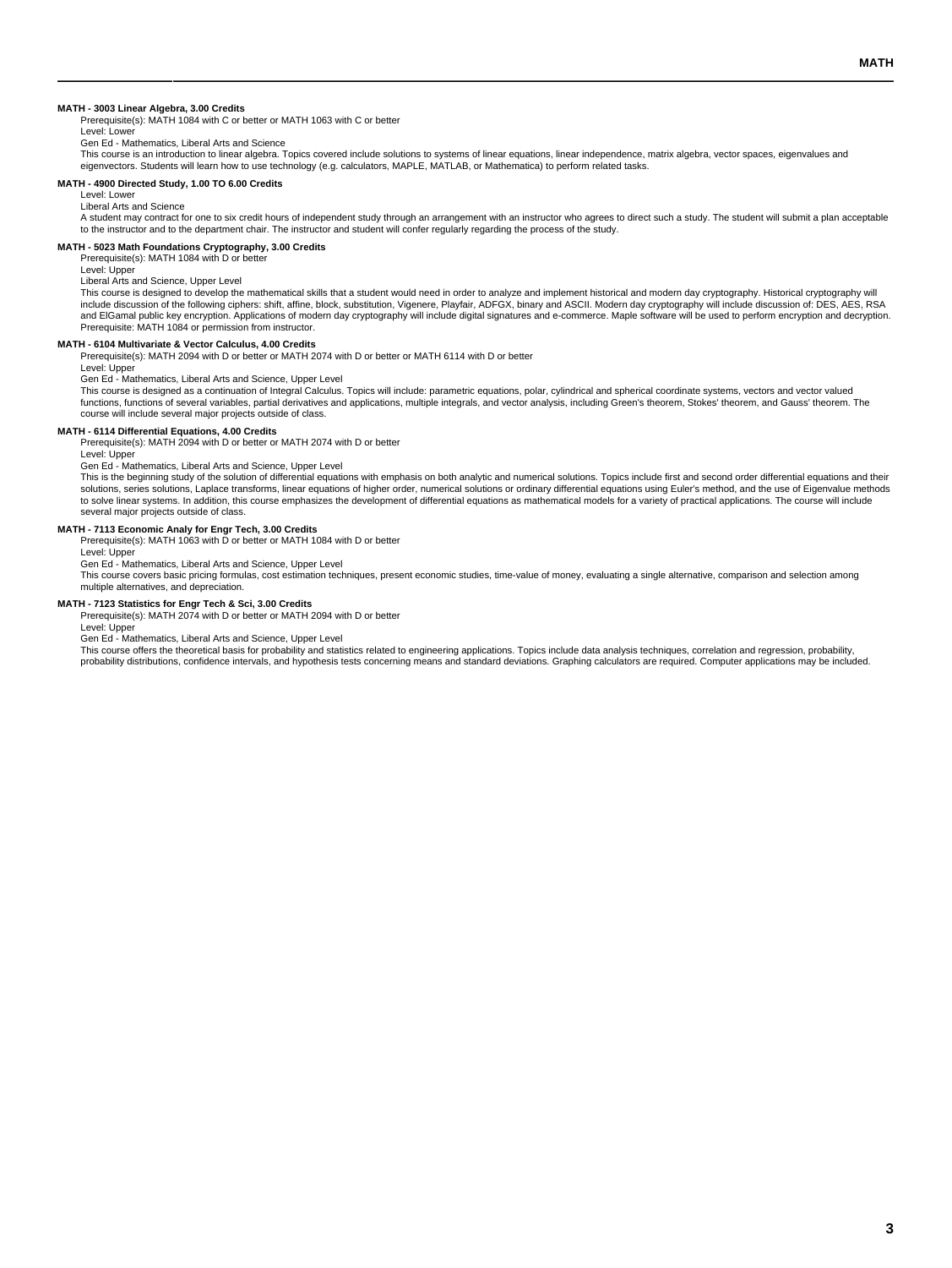**MATH - 3003 Linear Algebra, 3.00 Credits**

Prerequisite(s): MATH 1084 with C or better or MATH 1063 with C or better

Level: Lower

Gen Ed - Mathematics, Liberal Arts and Science

This course is an introduction to linear algebra. Topics covered include solutions to systems of linear equations, linear independence, matrix algebra, vector spaces, eigenvalues and eigenvectors. Students will learn how to use technology (e.g. calculators, MAPLE, MATLAB, or Mathematica) to perform related tasks.

**MATH - 4900 Directed Study, 1.00 TO 6.00 Credits**

Level: Lower

Liberal Arts and Science

A student may contract for one to six credit hours of independent study through an arrangement with an instructor who agrees to direct such a study. The student will submit a plan acceptable to the instructor and to the department chair. The instructor and student will confer regularly regarding the process of the study.

**MATH - 5023 Math Foundations Cryptography, 3.00 Credits**

Prerequisite(s): MATH 1084 with D or better

Level: Upper

Liberal Arts and Science, Upper Level

This course is designed to develop the mathematical skills that a student would need in order to analyze and implement historical and modern day cryptography. Historical cryptography will include discussion of the following ciphers: shift, affine, block, substitution, Vigenere, Playfair, ADFGX, binary and ASCII. Modern day cryptography will include discussion of: DES, AES, RSA and ElGamal public key encryption. Applications of modern day cryptography will include digital signatures and e-commerce. Maple software will be used to perform encryption and decryption. Prerequisite: MATH 1084 or permission from instructor.

**MATH - 6104 Multivariate & Vector Calculus, 4.00 Credits**

Prerequisite(s): MATH 2094 with D or better or MATH 2074 with D or better or MATH 6114 with D or better

Level: Upper

Gen Ed - Mathematics, Liberal Arts and Science, Upper Level

This course is designed as a continuation of Integral Calculus. Topics will include: parametric equations, polar, cylindrical and spherical coordinate systems, vectors and vector valued functions, functions of several variables, partial derivatives and applications, multiple integrals, and vector analysis, including Green's theorem, Stokes' theorem, and Gauss' theorem. The course will include several major projects outside of class.

**MATH - 6114 Differential Equations, 4.00 Credits**

Prerequisite(s): MATH 2094 with D or better or MATH 2074 with D or better

Level: Upper

Gen Ed - Mathematics, Liberal Arts and Science, Upper Level

This is the beginning study of the solution of differential equations with emphasis on both analytic and numerical solutions. Topics include first and second order differential equations and their solutions, series solutions, Laplace transforms, linear equations of higher order, numerical solutions or ordinary differential equations using Euler's method, and the use of Eigenvalue methods to solve linear systems. In addition, this course emphasizes the development of differential equations as mathematical models for a variety of practical applications. The course will include several major projects outside of class.

**MATH - 7113 Economic Analy for Engr Tech, 3.00 Credits**

Prerequisite(s): MATH 1063 with D or better or MATH 1084 with D or better

Level: Upper

Gen Ed - Mathematics, Liberal Arts and Science, Upper Level

This course covers basic pricing formulas, cost estimation techniques, present economic studies, time-value of money, evaluating a single alternative, comparison and selection among multiple alternatives, and depreciation.

**MATH - 7123 Statistics for Engr Tech & Sci, 3.00 Credits**

Prerequisite(s): MATH 2074 with D or better or MATH 2094 with D or better

Level: Upper

Gen Ed - Mathematics, Liberal Arts and Science, Upper Level

This course offers the theoretical basis for probability and statistics related to engineering applications. Topics include data analysis techniques, correlation and regression, probability, probability distributions, confidence intervals, and hypothesis tests concerning means and standard deviations. Graphing calculators are required. Computer applications may be included.